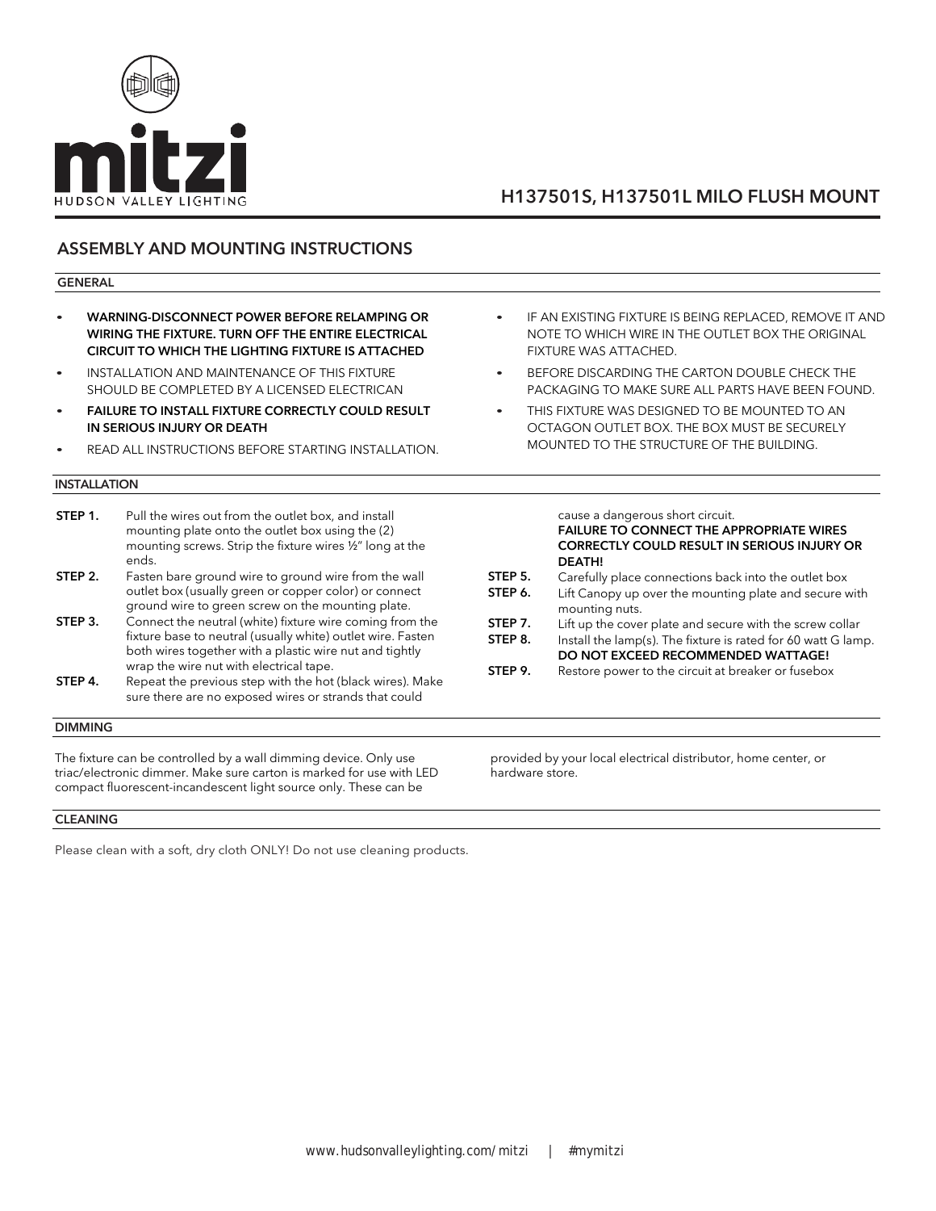mitzi

HUDSON VALLEY LIGHTING

# H137501S, H137501L MILO FLUSH MOUNT

## ASSEMBLY AND MOUNTING INSTRUCTIONS

### GENERAL

- **WARNING-DISCONNECT POWER BEFORE RELAMPING OR WIRING THE FIXTURE. TURN OFF THE ENTIRE ELECTRICAL CIRCUIT TO WHICH THE LIGHTING FIXTURE IS ATTACHED**
- INSTALLATION AND MAINTENANCE OF THIS FIXTURE SHOULD BE COMPLETED BY A LICENSED ELECTRICAN
- **FAILURE TO INSTALL FIXTURE CORRECTLY COULD RESULT IN SERIOUS INJURY OR DEATH**
- READ ALL INSTRUCTIONS BEFORE STARTING INSTALLATION.
- IF AN EXISTING FIXTURE IS BEING REPLACED, REMOVE IT AND NOTE TO WHICH WIRE IN THE OUTLET BOX THE ORIGINAL FIXTURE WAS ATTACHED.
- BEFORE DISCARDING THE CARTON DOUBLE CHECK THE PACKAGING TO MAKE SURE ALL PARTS HAVE BEEN FOUND.
- THIS FIXTURE WAS DESIGNED TO BE MOUNTED TO AN OCTAGON OUTLET BOX. THE BOX MUST BE SECURELY MOUNTED TO THE STRUCTURE OF THE BUILDING.

### INSTALLATION

**STEP 1.** Pull the wires out from the outlet box, and install mounting plate onto the outlet box using the (2) mounting screws. Strip the fixture wires ½" long at the ends.

**STEP 2.** Fasten bare ground wire to ground wire from the wall outlet box (usually green or copper color) or connect ground wire to green screw on the mounting plate.

**STEP 3.** Connect the neutral (white) fixture wire coming from the fixture base to neutral (usually white) outlet wire. Fasten both wires together with a plastic wire nut and tightly wrap the wire nut with electrical tape.

**STEP 4.** Repeat the previous step with the hot (black wires). Make sure there are no exposed wires or strands that could cause a dangerous short circuit.
**FAILURE TO CONNECT THE APPROPRIATE WIRES CORRECTLY COULD RESULT IN SERIOUS INJURY OR DEATH!**

**STEP 5.** Carefully place connections back into the outlet box

**STEP 6.** Lift Canopy up over the mounting plate and secure with mounting nuts.

**STEP 7.** Lift up the cover plate and secure with the screw collar

**STEP 8.** Install the lamp(s). The fixture is rated for 60 watt G lamp.
**DO NOT EXCEED RECOMMENDED WATTAGE!**

**STEP 9.** Restore power to the circuit at breaker or fusebox

### DIMMING

The fixture can be controlled by a wall dimming device. Only use triac/electronic dimmer. Make sure carton is marked for use with LED compact fluorescent-incandescent light source only. These can be provided by your local electrical distributor, home center, or hardware store.

### CLEANING

Please clean with a soft, dry cloth ONLY! Do not use cleaning products.

www.hudsonvalleylighting.com/mitzi | #mymitzi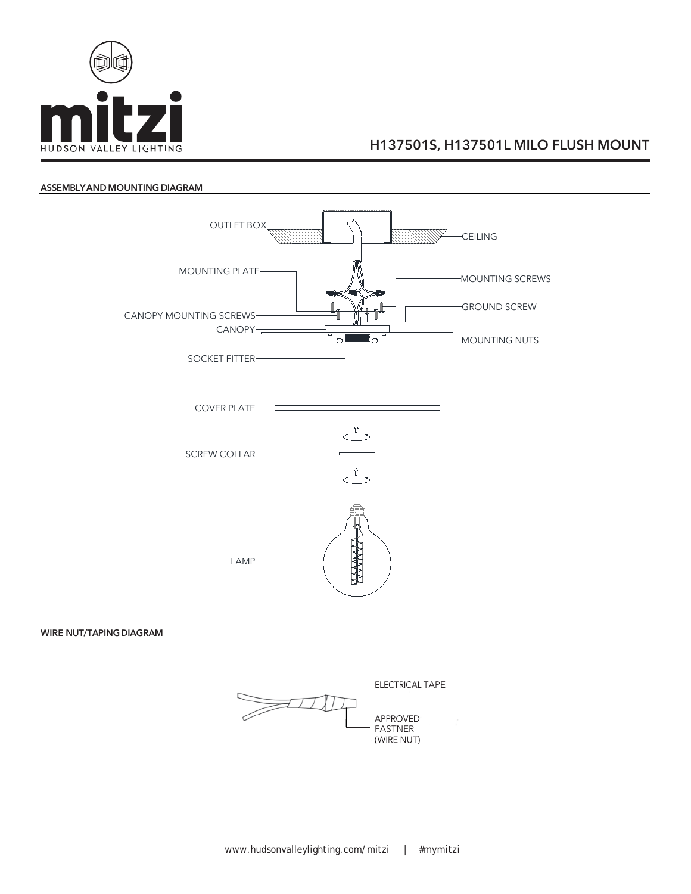# H137501S, H137501L MILO FLUSH MOUNT

## ASSEMBLY AND MOUNTING DIAGRAM

OUTLET BOX

CEILING

MOUNTING PLATE

MOUNTING SCREWS

GROUND SCREW

CANOPY MOUNTING SCREWS

CANOPY

MOUNTING NUTS

SOCKET FITTER

COVER PLATE

SCREW COLLAR

LAMP

## WIRE NUT/TAPING DIAGRAM

ELECTRICAL TAPE

APPROVED FASTNER (WIRE NUT)

www.hudsonvalleylighting.com/mitzi | #mymitzi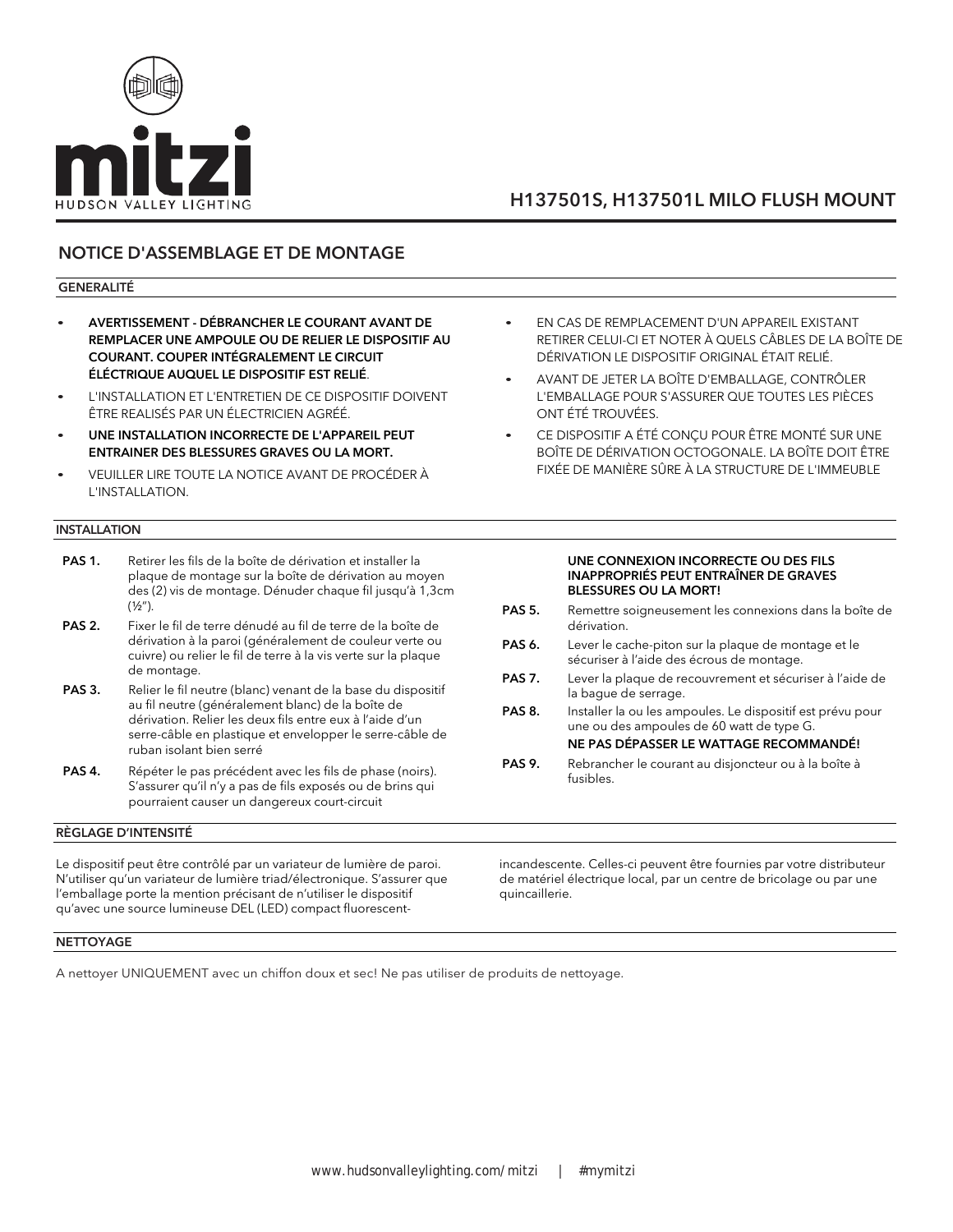mitzi
HUDSON VALLEY LIGHTING

# H137501S, H137501L MILO FLUSH MOUNT

## NOTICE D'ASSEMBLAGE ET DE MONTAGE

### GENERALITÉ

- **AVERTISSEMENT - DÉBRANCHER LE COURANT AVANT DE REMPLACER UNE AMPOULE OU DE RELIER LE DISPOSITIF AU COURANT. COUPER INTÉGRALEMENT LE CIRCUIT ÉLÉCTRIQUE AUQUEL LE DISPOSITIF EST RELIÉ**.
- L'INSTALLATION ET L'ENTRETIEN DE CE DISPOSITIF DOIVENT ÊTRE REALISÉS PAR UN ÉLECTRICIEN AGRÉÉ.
- **UNE INSTALLATION INCORRECTE DE L'APPAREIL PEUT ENTRAINER DES BLESSURES GRAVES OU LA MORT.**
- VEUILLER LIRE TOUTE LA NOTICE AVANT DE PROCÉDER À L'INSTALLATION.
- EN CAS DE REMPLACEMENT D'UN APPAREIL EXISTANT RETIRER CELUI-CI ET NOTER À QUELS CÂBLES DE LA BOÎTE DE DÉRIVATION LE DISPOSITIF ORIGINAL ÉTAIT RELIÉ.
- AVANT DE JETER LA BOÎTE D'EMBALLAGE, CONTRÔLER L'EMBALLAGE POUR S'ASSURER QUE TOUTES LES PIÈCES ONT ÉTÉ TROUVÉES.
- CE DISPOSITIF A ÉTÉ CONÇU POUR ÊTRE MONTÉ SUR UNE BOÎTE DE DÉRIVATION OCTOGONALE. LA BOÎTE DOIT ÊTRE FIXÉE DE MANIÈRE SÛRE À LA STRUCTURE DE L'IMMEUBLE

### INSTALLATION

**PAS 1.** Retirer les fils de la boîte de dérivation et installer la plaque de montage sur la boîte de dérivation au moyen des (2) vis de montage. Dénuder chaque fil jusqu'à 1,3cm (½").

**PAS 2.** Fixer le fil de terre dénudé au fil de terre de la boîte de dérivation à la paroi (généralement de couleur verte ou cuivre) ou relier le fil de terre à la vis verte sur la plaque de montage.

**PAS 3.** Relier le fil neutre (blanc) venant de la base du dispositif au fil neutre (généralement blanc) de la boîte de dérivation. Relier les deux fils entre eux à l'aide d'un serre-câble en plastique et envelopper le serre-câble de ruban isolant bien serré

**PAS 4.** Répéter le pas précédent avec les fils de phase (noirs). S'assurer qu'il n'y a pas de fils exposés ou de brins qui pourraient causer un dangereux court-circuit

**UNE CONNEXION INCORRECTE OU DES FILS INAPPROPRIÉS PEUT ENTRAÎNER DE GRAVES BLESSURES OU LA MORT!**

**PAS 5.** Remettre soigneusement les connexions dans la boîte de dérivation.

**PAS 6.** Lever le cache-piton sur la plaque de montage et le sécuriser à l'aide des écrous de montage.

**PAS 7.** Lever la plaque de recouvrement et sécuriser à l'aide de la bague de serrage.

**PAS 8.** Installer la ou les ampoules. Le dispositif est prévu pour une ou des ampoules de 60 watt de type G.
**NE PAS DÉPASSER LE WATTAGE RECOMMANDÉ!**

**PAS 9.** Rebrancher le courant au disjoncteur ou à la boîte à fusibles.

### RÈGLAGE D'INTENSITÉ

Le dispositif peut être contrôlé par un variateur de lumière de paroi. N'utiliser qu'un variateur de lumière triad/électronique. S'assurer que l'emballage porte la mention précisant de n'utiliser le dispositif qu'avec une source lumineuse DEL (LED) compact fluorescent-incandescente. Celles-ci peuvent être fournies par votre distributeur de matériel électrique local, par un centre de bricolage ou par une quincaillerie.

### NETTOYAGE

A nettoyer UNIQUEMENT avec un chiffon doux et sec! Ne pas utiliser de produits de nettoyage.

www.hudsonvalleylighting.com/mitzi | #mymitzi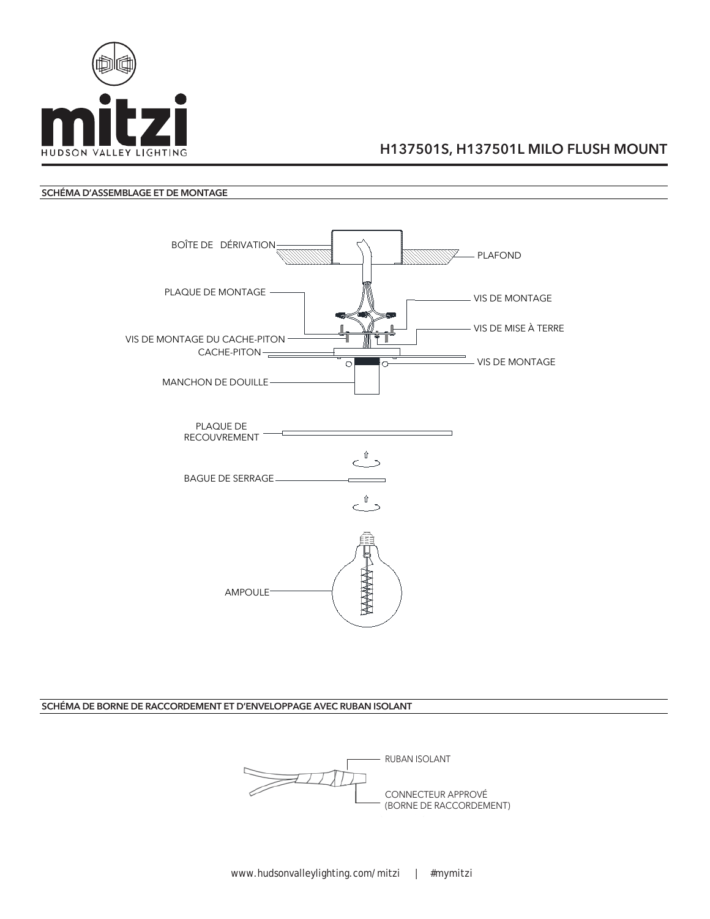# H137501S, H137501L MILO FLUSH MOUNT

## SCHÉMA D'ASSEMBLAGE ET DE MONTAGE

BOÎTE DE DÉRIVATION

PLAFOND

PLAQUE DE MONTAGE

VIS DE MONTAGE

VIS DE MISE À TERRE

VIS DE MONTAGE DU CACHE-PITON

CACHE-PITON

VIS DE MONTAGE

MANCHON DE DOUILLE

PLAQUE DE RECOUVREMENT

BAGUE DE SERRAGE

AMPOULE

## SCHÉMA DE BORNE DE RACCORDEMENT ET D'ENVELOPPAGE AVEC RUBAN ISOLANT

RUBAN ISOLANT

CONNECTEUR APPROVÉ (BORNE DE RACCORDEMENT)

www.hudsonvalleylighting.com/mitzi | #mymitzi